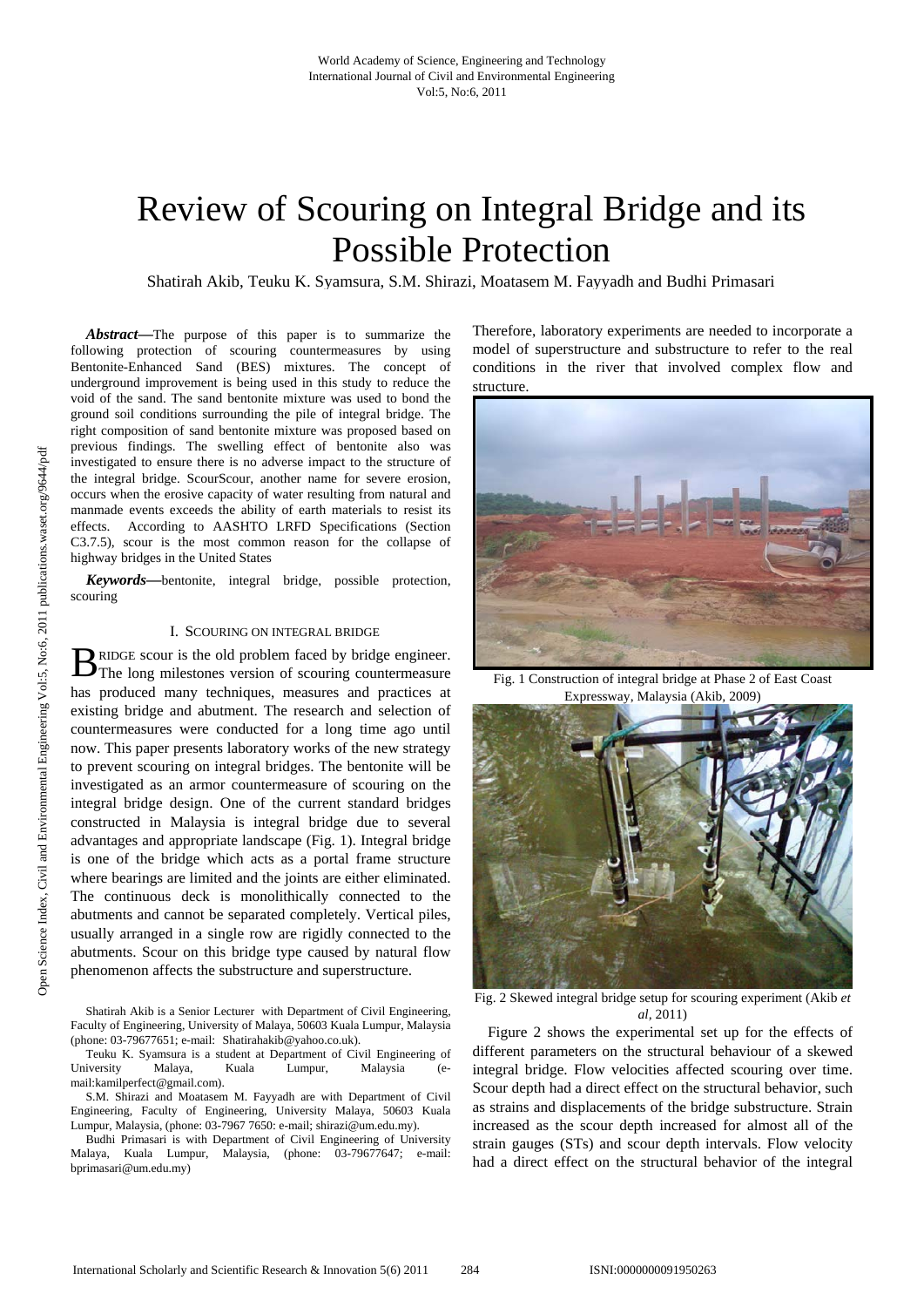# Review of Scouring on Integral Bridge and its Possible Protection

Shatirah Akib, Teuku K. Syamsura, S.M. Shirazi, Moatasem M. Fayyadh and Budhi Primasari

***Abstract*—**The purpose of this paper is to summarize the following protection of scouring countermeasures by using Bentonite-Enhanced Sand (BES) mixtures. The concept of underground improvement is being used in this study to reduce the void of the sand. The sand bentonite mixture was used to bond the ground soil conditions surrounding the pile of integral bridge. The right composition of sand bentonite mixture was proposed based on previous findings. The swelling effect of bentonite also was investigated to ensure there is no adverse impact to the structure of the integral bridge. ScourScour, another name for severe erosion, occurs when the erosive capacity of water resulting from natural and manmade events exceeds the ability of earth materials to resist its effects. According to AASHTO LRFD Specifications (Section C3.7.5), scour is the most common reason for the collapse of highway bridges in the United States

***Keywords*—**bentonite, integral bridge, possible protection, scouring

## I. Scouring on Integral Bridge

Bridge scour is the old problem faced by bridge engineer. The long milestones version of scouring countermeasure has produced many techniques, measures and practices at existing bridge and abutment. The research and selection of countermeasures were conducted for a long time ago until now. This paper presents laboratory works of the new strategy to prevent scouring on integral bridges. The bentonite will be investigated as an armor countermeasure of scouring on the integral bridge design. One of the current standard bridges constructed in Malaysia is integral bridge due to several advantages and appropriate landscape (Fig. 1). Integral bridge is one of the bridge which acts as a portal frame structure where bearings are limited and the joints are either eliminated. The continuous deck is monolithically connected to the abutments and cannot be separated completely. Vertical piles, usually arranged in a single row are rigidly connected to the abutments. Scour on this bridge type caused by natural flow phenomenon affects the substructure and superstructure.

Shatirah Akib is a Senior Lecturer with Department of Civil Engineering, Faculty of Engineering, University of Malaya, 50603 Kuala Lumpur, Malaysia (phone: 03-79677651; e-mail: Shatirahakib@yahoo.co.uk).

Teuku K. Syamsura is a student at Department of Civil Engineering of University Malaya, Kuala Lumpur, Malaysia (e-mail:kamilperfect@gmail.com).

S.M. Shirazi and Moatasem M. Fayyadh are with Department of Civil Engineering, Faculty of Engineering, University Malaya, 50603 Kuala Lumpur, Malaysia, (phone: 03-7967 7650: e-mail; shirazi@um.edu.my).

Budhi Primasari is with Department of Civil Engineering of University Malaya, Kuala Lumpur, Malaysia, (phone: 03-79677647; e-mail: bprimasari@um.edu.my)

Therefore, laboratory experiments are needed to incorporate a model of superstructure and substructure to refer to the real conditions in the river that involved complex flow and structure.

Fig. 1 Construction of integral bridge at Phase 2 of East Coast Expressway, Malaysia (Akib, 2009)

Fig. 2 Skewed integral bridge setup for scouring experiment (Akib *et al*, 2011)

Figure 2 shows the experimental set up for the effects of different parameters on the structural behaviour of a skewed integral bridge. Flow velocities affected scouring over time. Scour depth had a direct effect on the structural behavior, such as strains and displacements of the bridge substructure. Strain increased as the scour depth increased for almost all of the strain gauges (STs) and scour depth intervals. Flow velocity had a direct effect on the structural behavior of the integral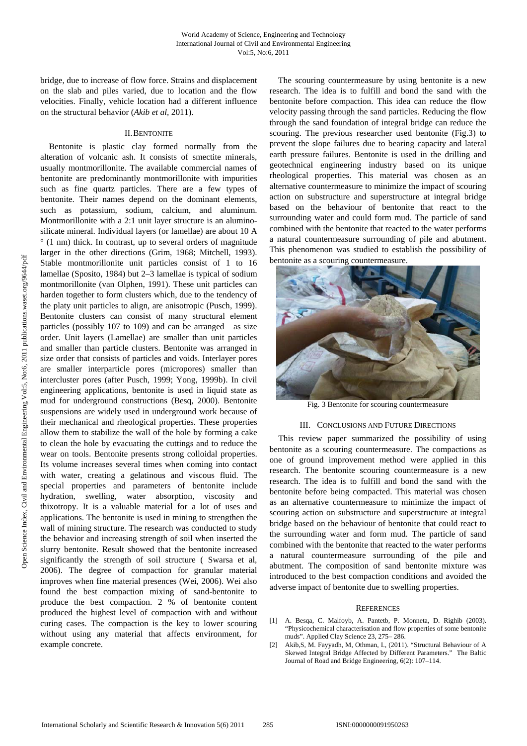bridge, due to increase of flow force. Strains and displacement on the slab and piles varied, due to location and the flow velocities. Finally, vehicle location had a different influence on the structural behavior (*Akib et al*, 2011).

## II. Bentonite

Bentonite is plastic clay formed normally from the alteration of volcanic ash. It consists of smectite minerals, usually montmorillonite. The available commercial names of bentonite are predominantly montmorillonite with impurities such as fine quartz particles. There are a few types of bentonite. Their names depend on the dominant elements, such as potassium, sodium, calcium, and aluminum. Montmorillonite with a 2:1 unit layer structure is an alumino-silicate mineral. Individual layers (or lamellae) are about 10 A ° (1 nm) thick. In contrast, up to several orders of magnitude larger in the other directions (Grim, 1968; Mitchell, 1993). Stable montmorillonite unit particles consist of 1 to 16 lamellae (Sposito, 1984) but 2–3 lamellae is typical of sodium montmorillonite (van Olphen, 1991). These unit particles can harden together to form clusters which, due to the tendency of the platy unit particles to align, are anisotropic (Pusch, 1999). Bentonite clusters can consist of many structural element particles (possibly 107 to 109) and can be arranged as size order. Unit layers (Lamellae) are smaller than unit particles and smaller than particle clusters. Bentonite was arranged in size order that consists of particles and voids. Interlayer pores are smaller interparticle pores (micropores) smaller than intercluster pores (after Pusch, 1999; Yong, 1999b). In civil engineering applications, bentonite is used in liquid state as mud for underground constructions (Besq, 2000). Bentonite suspensions are widely used in underground work because of their mechanical and rheological properties. These properties allow them to stabilize the wall of the hole by forming a cake to clean the hole by evacuating the cuttings and to reduce the wear on tools. Bentonite presents strong colloidal properties. Its volume increases several times when coming into contact with water, creating a gelatinous and viscous fluid. The special properties and parameters of bentonite include hydration, swelling, water absorption, viscosity and thixotropy. It is a valuable material for a lot of uses and applications. The bentonite is used in mining to strengthen the wall of mining structure. The research was conducted to study the behavior and increasing strength of soil when inserted the slurry bentonite. Result showed that the bentonite increased significantly the strength of soil structure ( Swarsa et al, 2006). The degree of compaction for granular material improves when fine material presences (Wei, 2006). Wei also found the best compaction mixing of sand-bentonite to produce the best compaction. 2 % of bentonite content produced the highest level of compaction with and without curing cases. The compaction is the key to lower scouring without using any material that affects environment, for example concrete.

The scouring countermeasure by using bentonite is a new research. The idea is to fulfill and bond the sand with the bentonite before compaction. This idea can reduce the flow velocity passing through the sand particles. Reducing the flow through the sand foundation of integral bridge can reduce the scouring. The previous researcher used bentonite (Fig.3) to prevent the slope failures due to bearing capacity and lateral earth pressure failures. Bentonite is used in the drilling and geotechnical engineering industry based on its unique rheological properties. This material was chosen as an alternative countermeasure to minimize the impact of scouring action on substructure and superstructure at integral bridge based on the behaviour of bentonite that react to the surrounding water and could form mud. The particle of sand combined with the bentonite that reacted to the water performs a natural countermeasure surrounding of pile and abutment. This phenomenon was studied to establish the possibility of bentonite as a scouring countermeasure.

Fig. 3 Bentonite for scouring countermeasure

## III. Conclusions and Future Directions

This review paper summarized the possibility of using bentonite as a scouring countermeasure. The compactions as one of ground improvement method were applied in this research. The bentonite scouring countermeasure is a new research. The idea is to fulfill and bond the sand with the bentonite before being compacted. This material was chosen as an alternative countermeasure to minimize the impact of scouring action on substructure and superstructure at integral bridge based on the behaviour of bentonite that could react to the surrounding water and form mud. The particle of sand combined with the bentonite that reacted to the water performs a natural countermeasure surrounding of the pile and abutment. The composition of sand bentonite mixture was introduced to the best compaction conditions and avoided the adverse impact of bentonite due to swelling properties.

## References

[1] A. Besqa, C. Malfoyb, A. Pantetb, P. Monneta, D. Righib (2003). "Physicochemical characterisation and flow properties of some bentonite muds". Applied Clay Science 23, 275– 286.

[2] Akib,S, M. Fayyadh, M, Othman, I., (2011). "Structural Behaviour of A Skewed Integral Bridge Affected by Different Parameters." The Baltic Journal of Road and Bridge Engineering, 6(2): 107–114.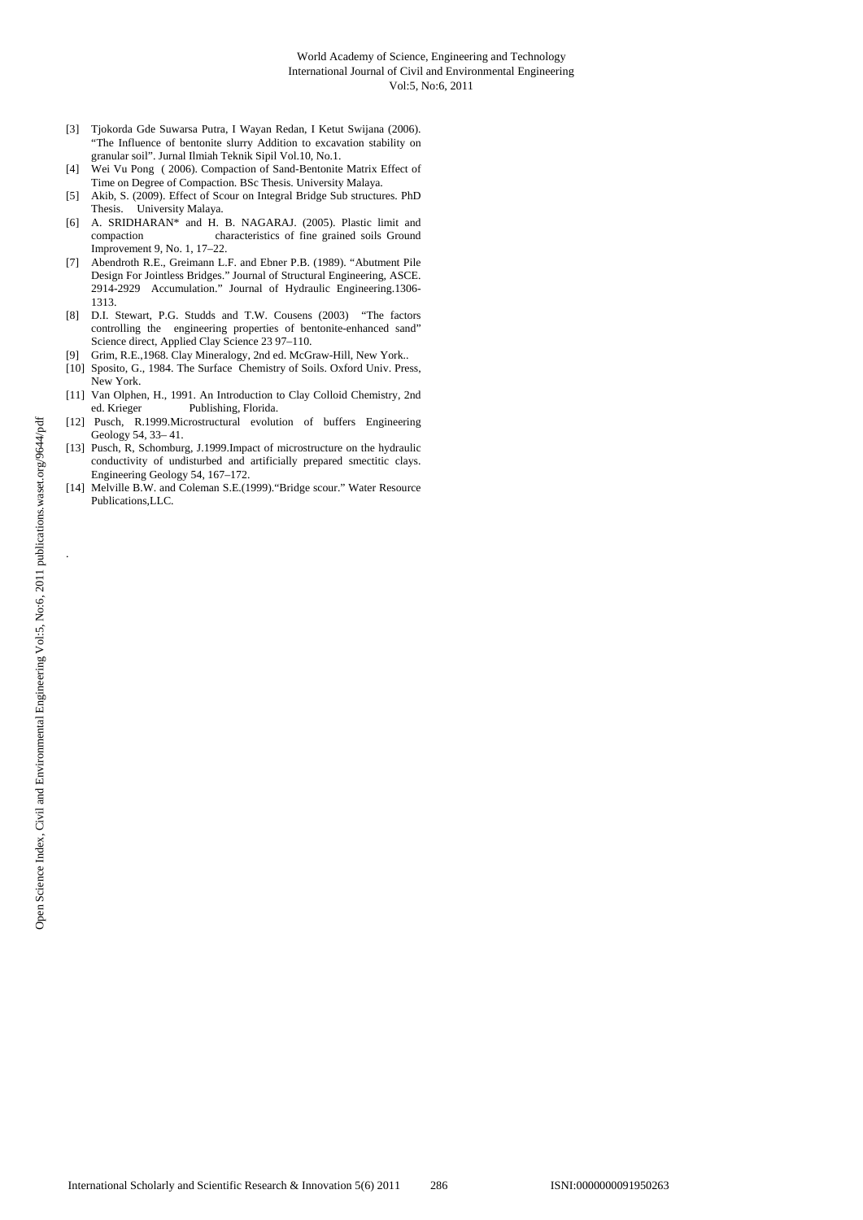[3] Tjokorda Gde Suwarsa Putra, I Wayan Redan, I Ketut Swijana (2006). "The Influence of bentonite slurry Addition to excavation stability on granular soil". Jurnal Ilmiah Teknik Sipil Vol.10, No.1.

[4] Wei Vu Pong ( 2006). Compaction of Sand-Bentonite Matrix Effect of Time on Degree of Compaction. BSc Thesis. University Malaya.

[5] Akib, S. (2009). Effect of Scour on Integral Bridge Sub structures. PhD Thesis. University Malaya.

[6] A. SRIDHARAN* and H. B. NAGARAJ. (2005). Plastic limit and compaction characteristics of fine grained soils Ground Improvement 9, No. 1, 17–22.

[7] Abendroth R.E., Greimann L.F. and Ebner P.B. (1989). "Abutment Pile Design For Jointless Bridges." Journal of Structural Engineering, ASCE. 2914-2929 Accumulation." Journal of Hydraulic Engineering.1306-1313.

[8] D.I. Stewart, P.G. Studds and T.W. Cousens (2003) "The factors controlling the engineering properties of bentonite-enhanced sand" Science direct, Applied Clay Science 23 97–110.

[9] Grim, R.E.,1968. Clay Mineralogy, 2nd ed. McGraw-Hill, New York..

[10] Sposito, G., 1984. The Surface Chemistry of Soils. Oxford Univ. Press, New York.

[11] Van Olphen, H., 1991. An Introduction to Clay Colloid Chemistry, 2nd ed. Krieger Publishing, Florida.

[12] Pusch, R.1999.Microstructural evolution of buffers Engineering Geology 54, 33– 41.

[13] Pusch, R, Schomburg, J.1999.Impact of microstructure on the hydraulic conductivity of undisturbed and artificially prepared smectitic clays. Engineering Geology 54, 167–172.

[14] Melville B.W. and Coleman S.E.(1999)."Bridge scour." Water Resource Publications,LLC.